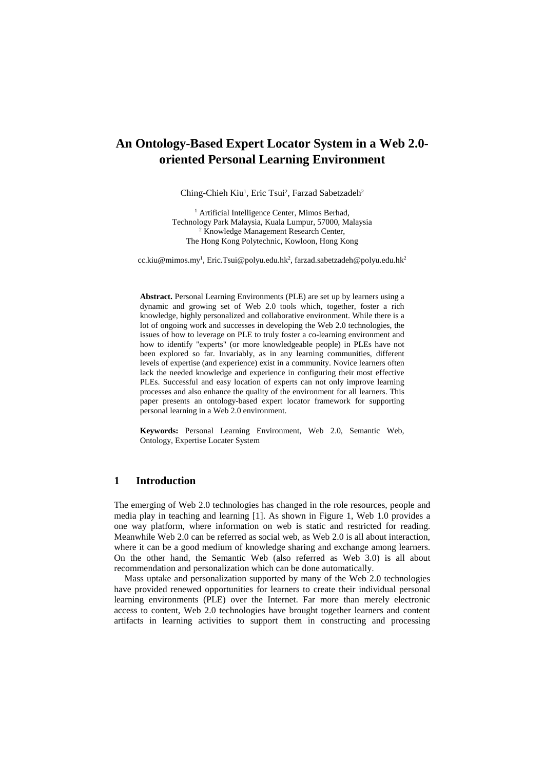# An Ontology-Based Expert Locator System in a Web 2.0-oriented Personal Learning Environment

Ching-Chieh Kiu[1], Eric Tsui[2], Farzad Sabetzadeh[2]

[1] Artificial Intelligence Center, Mimos Berhad,
Technology Park Malaysia, Kuala Lumpur, 57000, Malaysia
[2] Knowledge Management Research Center,
The Hong Kong Polytechnic, Kowloon, Hong Kong

cc.kiu@mimos.my[1], Eric.Tsui@polyu.edu.hk[2], farzad.sabetzadeh@polyu.edu.hk[2]

**Abstract.** Personal Learning Environments (PLE) are set up by learners using a dynamic and growing set of Web 2.0 tools which, together, foster a rich knowledge, highly personalized and collaborative environment. While there is a lot of ongoing work and successes in developing the Web 2.0 technologies, the issues of how to leverage on PLE to truly foster a co-learning environment and how to identify "experts" (or more knowledgeable people) in PLEs have not been explored so far. Invariably, as in any learning communities, different levels of expertise (and experience) exist in a community. Novice learners often lack the needed knowledge and experience in configuring their most effective PLEs. Successful and easy location of experts can not only improve learning processes and also enhance the quality of the environment for all learners. This paper presents an ontology-based expert locator framework for supporting personal learning in a Web 2.0 environment.

**Keywords:** Personal Learning Environment, Web 2.0, Semantic Web, Ontology, Expertise Locater System

## 1 Introduction

The emerging of Web 2.0 technologies has changed in the role resources, people and media play in teaching and learning [1]. As shown in Figure 1, Web 1.0 provides a one way platform, where information on web is static and restricted for reading. Meanwhile Web 2.0 can be referred as social web, as Web 2.0 is all about interaction, where it can be a good medium of knowledge sharing and exchange among learners. On the other hand, the Semantic Web (also referred as Web 3.0) is all about recommendation and personalization which can be done automatically.

Mass uptake and personalization supported by many of the Web 2.0 technologies have provided renewed opportunities for learners to create their individual personal learning environments (PLE) over the Internet. Far more than merely electronic access to content, Web 2.0 technologies have brought together learners and content artifacts in learning activities to support them in constructing and processing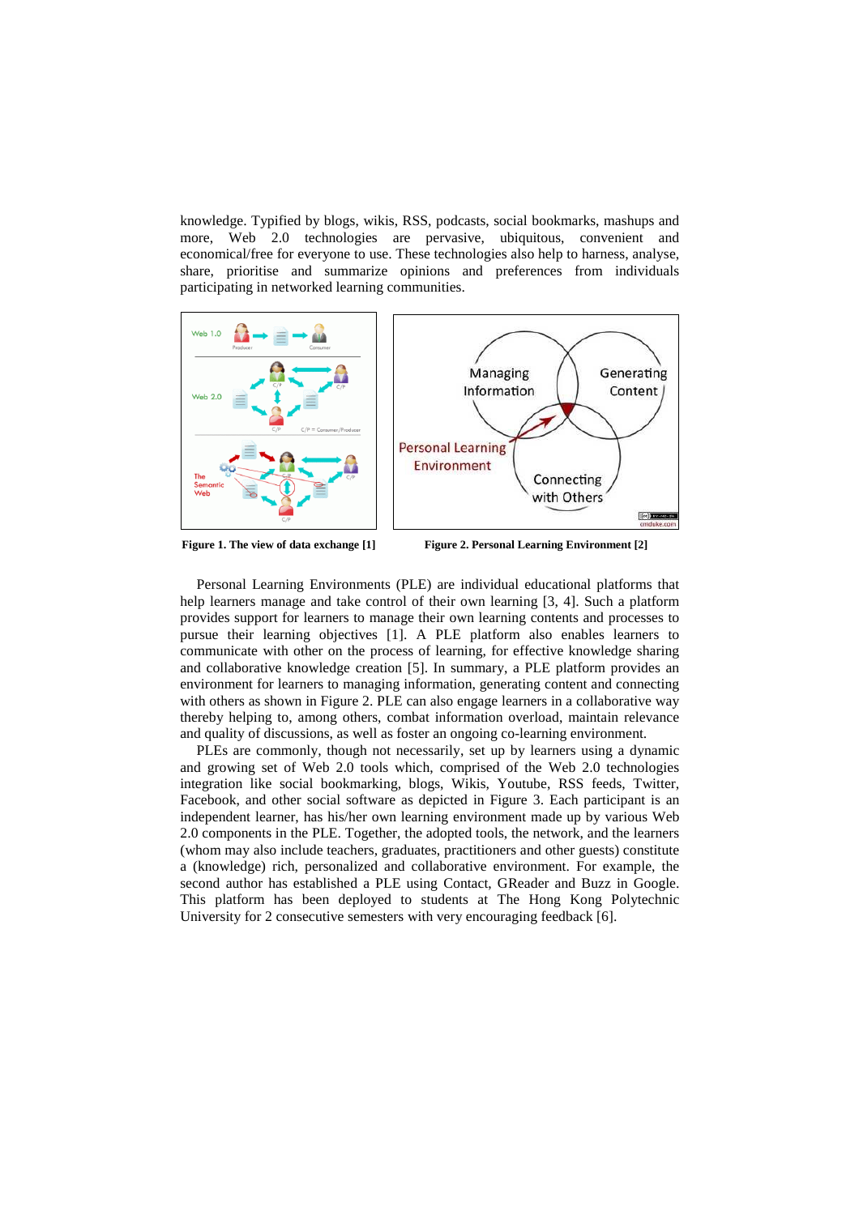knowledge. Typified by blogs, wikis, RSS, podcasts, social bookmarks, mashups and more, Web 2.0 technologies are pervasive, ubiquitous, convenient and economical/free for everyone to use. These technologies also help to harness, analyse, share, prioritise and summarize opinions and preferences from individuals participating in networked learning communities.

**Figure 1. The view of data exchange [1]**

**Figure 2. Personal Learning Environment [2]**

Personal Learning Environments (PLE) are individual educational platforms that help learners manage and take control of their own learning [3, 4]. Such a platform provides support for learners to manage their own learning contents and processes to pursue their learning objectives [1]. A PLE platform also enables learners to communicate with other on the process of learning, for effective knowledge sharing and collaborative knowledge creation [5]. In summary, a PLE platform provides an environment for learners to managing information, generating content and connecting with others as shown in Figure 2. PLE can also engage learners in a collaborative way thereby helping to, among others, combat information overload, maintain relevance and quality of discussions, as well as foster an ongoing co-learning environment.

PLEs are commonly, though not necessarily, set up by learners using a dynamic and growing set of Web 2.0 tools which, comprised of the Web 2.0 technologies integration like social bookmarking, blogs, Wikis, Youtube, RSS feeds, Twitter, Facebook, and other social software as depicted in Figure 3. Each participant is an independent learner, has his/her own learning environment made up by various Web 2.0 components in the PLE. Together, the adopted tools, the network, and the learners (whom may also include teachers, graduates, practitioners and other guests) constitute a (knowledge) rich, personalized and collaborative environment. For example, the second author has established a PLE using Contact, GReader and Buzz in Google. This platform has been deployed to students at The Hong Kong Polytechnic University for 2 consecutive semesters with very encouraging feedback [6].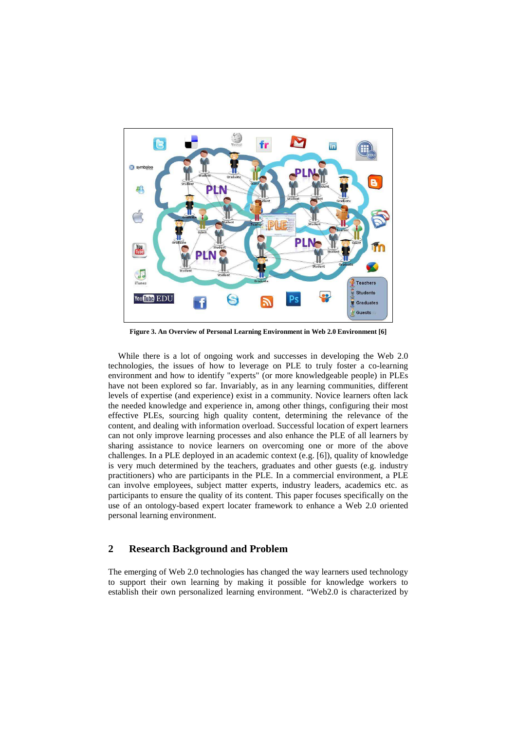Figure 3. An Overview of Personal Learning Environment in Web 2.0 Environment [6]

While there is a lot of ongoing work and successes in developing the Web 2.0 technologies, the issues of how to leverage on PLE to truly foster a co-learning environment and how to identify "experts" (or more knowledgeable people) in PLEs have not been explored so far. Invariably, as in any learning communities, different levels of expertise (and experience) exist in a community. Novice learners often lack the needed knowledge and experience in, among other things, configuring their most effective PLEs, sourcing high quality content, determining the relevance of the content, and dealing with information overload. Successful location of expert learners can not only improve learning processes and also enhance the PLE of all learners by sharing assistance to novice learners on overcoming one or more of the above challenges. In a PLE deployed in an academic context (e.g. [6]), quality of knowledge is very much determined by the teachers, graduates and other guests (e.g. industry practitioners) who are participants in the PLE. In a commercial environment, a PLE can involve employees, subject matter experts, industry leaders, academics etc. as participants to ensure the quality of its content. This paper focuses specifically on the use of an ontology-based expert locater framework to enhance a Web 2.0 oriented personal learning environment.

## 2 Research Background and Problem

The emerging of Web 2.0 technologies has changed the way learners used technology to support their own learning by making it possible for knowledge workers to establish their own personalized learning environment. "Web2.0 is characterized by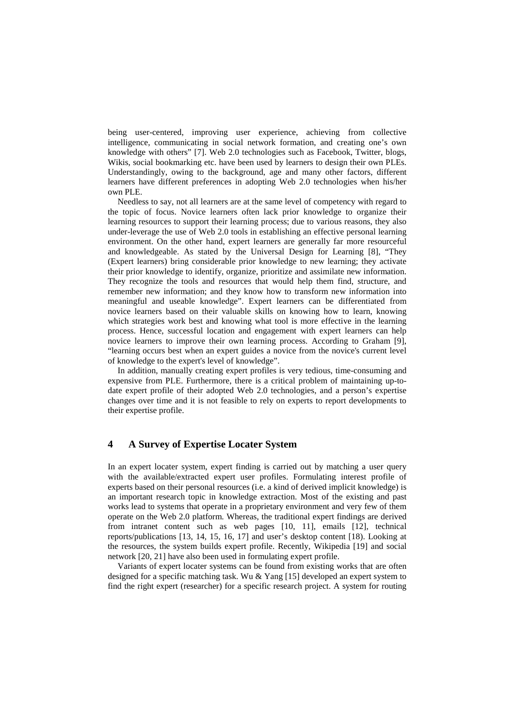being user-centered, improving user experience, achieving from collective intelligence, communicating in social network formation, and creating one's own knowledge with others" [7]. Web 2.0 technologies such as Facebook, Twitter, blogs, Wikis, social bookmarking etc. have been used by learners to design their own PLEs. Understandingly, owing to the background, age and many other factors, different learners have different preferences in adopting Web 2.0 technologies when his/her own PLE.

Needless to say, not all learners are at the same level of competency with regard to the topic of focus. Novice learners often lack prior knowledge to organize their learning resources to support their learning process; due to various reasons, they also under-leverage the use of Web 2.0 tools in establishing an effective personal learning environment. On the other hand, expert learners are generally far more resourceful and knowledgeable. As stated by the Universal Design for Learning [8], "They (Expert learners) bring considerable prior knowledge to new learning; they activate their prior knowledge to identify, organize, prioritize and assimilate new information. They recognize the tools and resources that would help them find, structure, and remember new information; and they know how to transform new information into meaningful and useable knowledge". Expert learners can be differentiated from novice learners based on their valuable skills on knowing how to learn, knowing which strategies work best and knowing what tool is more effective in the learning process. Hence, successful location and engagement with expert learners can help novice learners to improve their own learning process. According to Graham [9], "learning occurs best when an expert guides a novice from the novice's current level of knowledge to the expert's level of knowledge".

In addition, manually creating expert profiles is very tedious, time-consuming and expensive from PLE. Furthermore, there is a critical problem of maintaining up-to-date expert profile of their adopted Web 2.0 technologies, and a person's expertise changes over time and it is not feasible to rely on experts to report developments to their expertise profile.

## 4 A Survey of Expertise Locater System

In an expert locater system, expert finding is carried out by matching a user query with the available/extracted expert user profiles. Formulating interest profile of experts based on their personal resources (i.e. a kind of derived implicit knowledge) is an important research topic in knowledge extraction. Most of the existing and past works lead to systems that operate in a proprietary environment and very few of them operate on the Web 2.0 platform. Whereas, the traditional expert findings are derived from intranet content such as web pages [10, 11], emails [12], technical reports/publications [13, 14, 15, 16, 17] and user's desktop content [18]. Looking at the resources, the system builds expert profile. Recently, Wikipedia [19] and social network [20, 21] have also been used in formulating expert profile.

Variants of expert locater systems can be found from existing works that are often designed for a specific matching task. Wu & Yang [15] developed an expert system to find the right expert (researcher) for a specific research project. A system for routing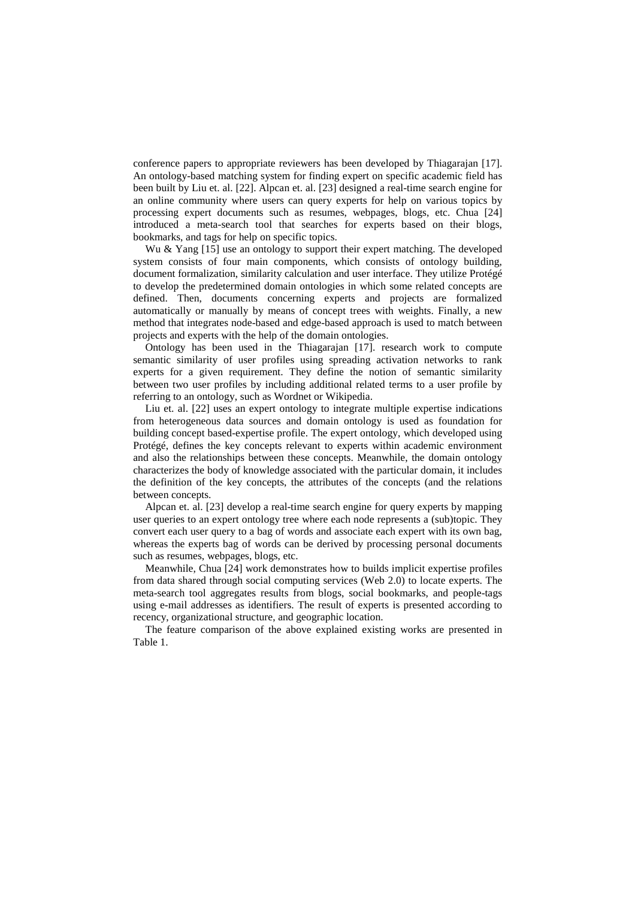conference papers to appropriate reviewers has been developed by Thiagarajan [17]. An ontology-based matching system for finding expert on specific academic field has been built by Liu et. al. [22]. Alpcan et. al. [23] designed a real-time search engine for an online community where users can query experts for help on various topics by processing expert documents such as resumes, webpages, blogs, etc. Chua [24] introduced a meta-search tool that searches for experts based on their blogs, bookmarks, and tags for help on specific topics.

Wu & Yang [15] use an ontology to support their expert matching. The developed system consists of four main components, which consists of ontology building, document formalization, similarity calculation and user interface. They utilize Protégé to develop the predetermined domain ontologies in which some related concepts are defined. Then, documents concerning experts and projects are formalized automatically or manually by means of concept trees with weights. Finally, a new method that integrates node-based and edge-based approach is used to match between projects and experts with the help of the domain ontologies.

Ontology has been used in the Thiagarajan [17]. research work to compute semantic similarity of user profiles using spreading activation networks to rank experts for a given requirement. They define the notion of semantic similarity between two user profiles by including additional related terms to a user profile by referring to an ontology, such as Wordnet or Wikipedia.

Liu et. al. [22] uses an expert ontology to integrate multiple expertise indications from heterogeneous data sources and domain ontology is used as foundation for building concept based-expertise profile. The expert ontology, which developed using Protégé, defines the key concepts relevant to experts within academic environment and also the relationships between these concepts. Meanwhile, the domain ontology characterizes the body of knowledge associated with the particular domain, it includes the definition of the key concepts, the attributes of the concepts (and the relations between concepts.

Alpcan et. al. [23] develop a real-time search engine for query experts by mapping user queries to an expert ontology tree where each node represents a (sub)topic. They convert each user query to a bag of words and associate each expert with its own bag, whereas the experts bag of words can be derived by processing personal documents such as resumes, webpages, blogs, etc.

Meanwhile, Chua [24] work demonstrates how to builds implicit expertise profiles from data shared through social computing services (Web 2.0) to locate experts. The meta-search tool aggregates results from blogs, social bookmarks, and people-tags using e-mail addresses as identifiers. The result of experts is presented according to recency, organizational structure, and geographic location.

The feature comparison of the above explained existing works are presented in Table 1.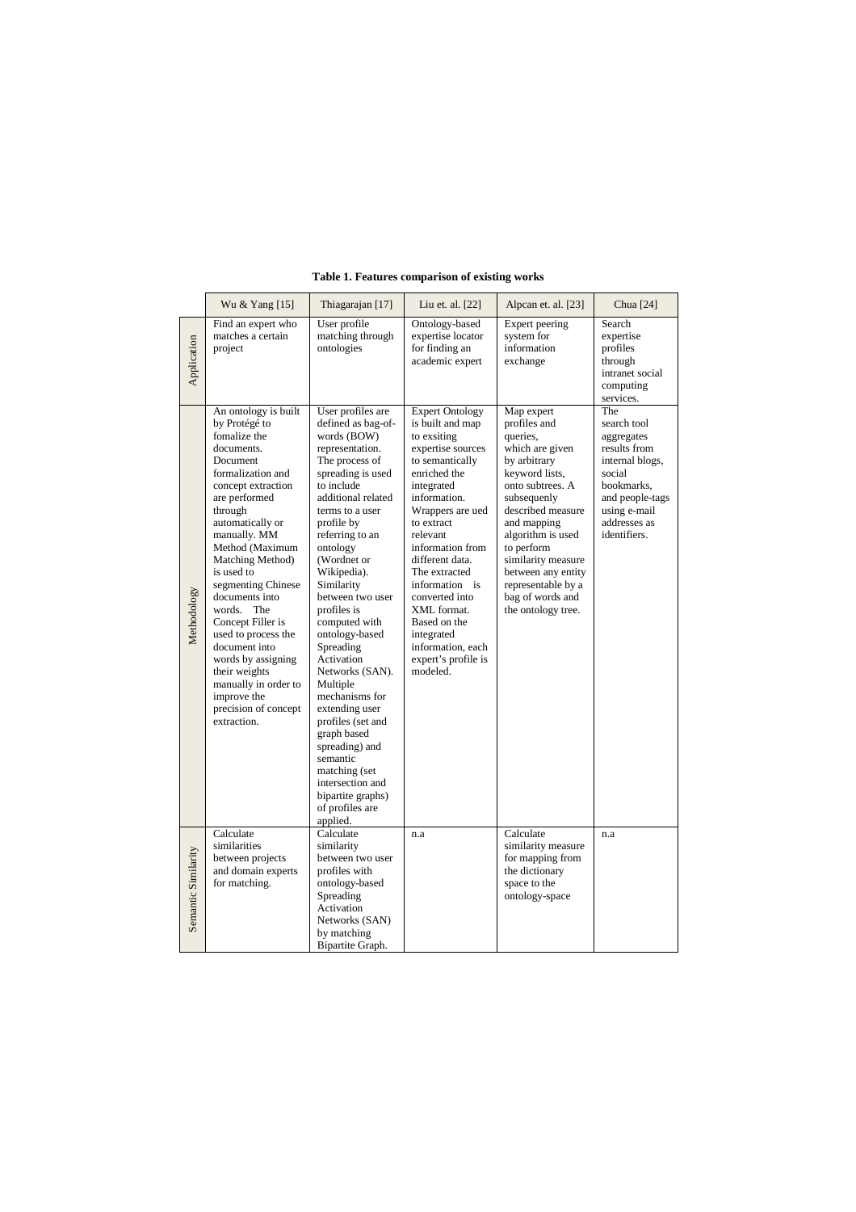**Table 1. Features comparison of existing works**

| | Wu & Yang [15] | Thiagarajan [17] | Liu et. al. [22] | Alpcan et. al. [23] | Chua [24] |
|---|---|---|---|---|---|
| Application | Find an expert who matches a certain project | User profile matching through ontologies | Ontology-based expertise locator for finding an academic expert | Expert peering system for information exchange | Search expertise profiles through intranet social computing services. |
| Methodology | An ontology is built by Protégé to fomalize the documents. Document formalization and concept extraction are performed through automatically or manually. MM Method (Maximum Matching Method) is used to segmenting Chinese documents into words. The Concept Filler is used to process the document into words by assigning their weights manually in order to improve the precision of concept extraction. | User profiles are defined as bag-of-words (BOW) representation. The process of spreading is used to include additional related terms to a user profile by referring to an ontology (Wordnet or Wikipedia). Similarity between two user profiles is computed with ontology-based Spreading Activation Networks (SAN). Multiple mechanisms for extending user profiles (set and graph based spreading) and semantic matching (set intersection and bipartite graphs) of profiles are applied. | Expert Ontology is built and map to exsiting expertise sources to semantically enriched the integrated information. Wrappers are ued to extract relevant information from different data. The extracted information is converted into XML format. Based on the integrated information, each expert's profile is modeled. | Map expert profiles and queries, which are given by arbitrary keyword lists, onto subtrees. A subsequenly described measure and mapping algorithm is used to perform similarity measure between any entity representable by a bag of words and the ontology tree. | The search tool aggregates results from internal blogs, social bookmarks, and people-tags using e-mail addresses as identifiers. |
| Semantic Similarity | Calculate similarities between projects and domain experts for matching. | Calculate similarity between two user profiles with ontology-based Spreading Activation Networks (SAN) by matching Bipartite Graph. | n.a | Calculate similarity measure for mapping from the dictionary space to the ontology-space | n.a |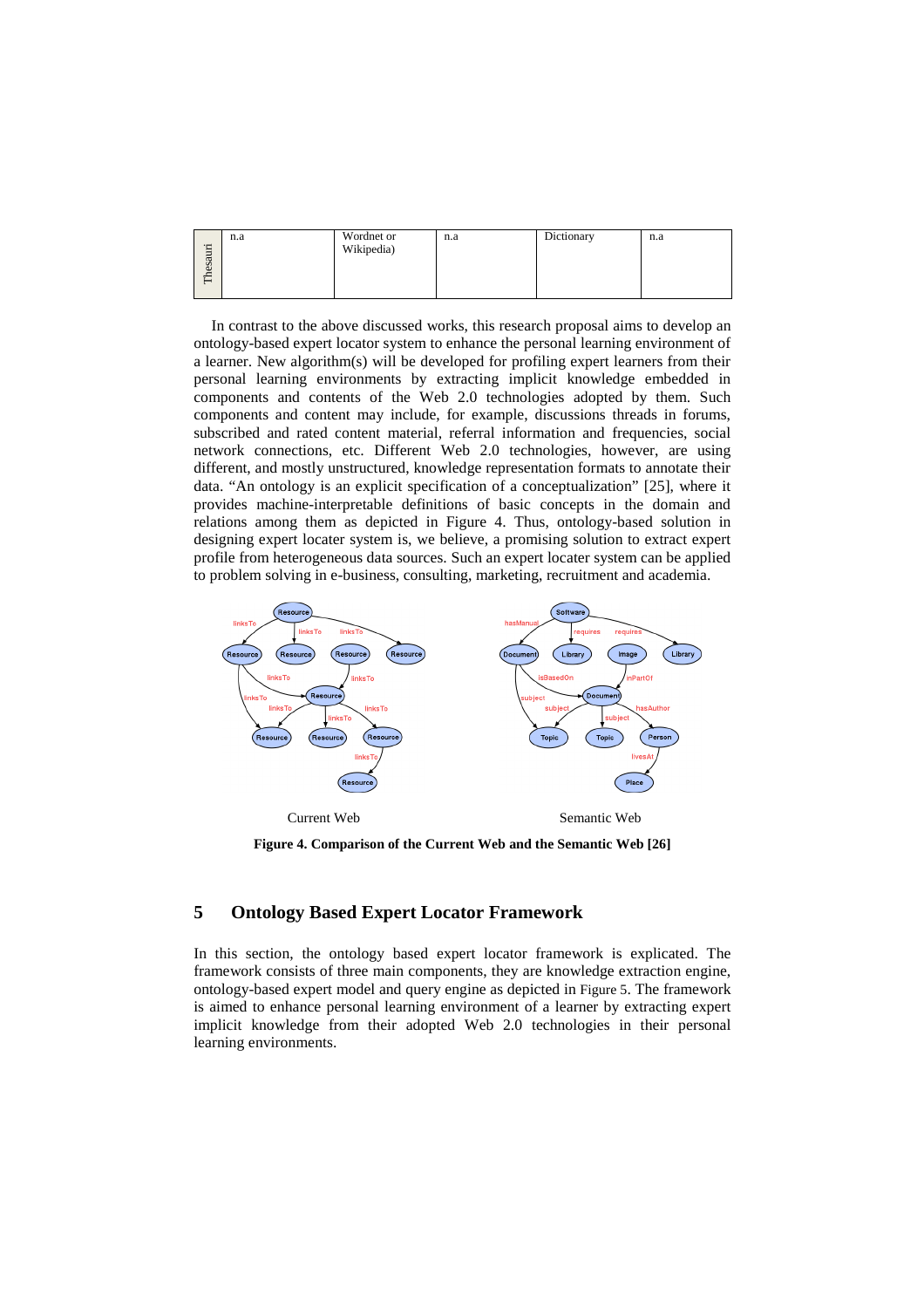| Thesauri | n.a | Wordnet or Wikipedia) | n.a | Dictionary | n.a |
|---|---|---|---|---|---|

In contrast to the above discussed works, this research proposal aims to develop an ontology-based expert locator system to enhance the personal learning environment of a learner. New algorithm(s) will be developed for profiling expert learners from their personal learning environments by extracting implicit knowledge embedded in components and contents of the Web 2.0 technologies adopted by them. Such components and content may include, for example, discussions threads in forums, subscribed and rated content material, referral information and frequencies, social network connections, etc. Different Web 2.0 technologies, however, are using different, and mostly unstructured, knowledge representation formats to annotate their data. "An ontology is an explicit specification of a conceptualization" [25], where it provides machine-interpretable definitions of basic concepts in the domain and relations among them as depicted in Figure 4. Thus, ontology-based solution in designing expert locater system is, we believe, a promising solution to extract expert profile from heterogeneous data sources. Such an expert locater system can be applied to problem solving in e-business, consulting, marketing, recruitment and academia.

Current Web Semantic Web

**Figure 4. Comparison of the Current Web and the Semantic Web [26]**

## 5 Ontology Based Expert Locator Framework

In this section, the ontology based expert locator framework is explicated. The framework consists of three main components, they are knowledge extraction engine, ontology-based expert model and query engine as depicted in Figure 5. The framework is aimed to enhance personal learning environment of a learner by extracting implicit knowledge from their adopted Web 2.0 technologies in their personal learning environments.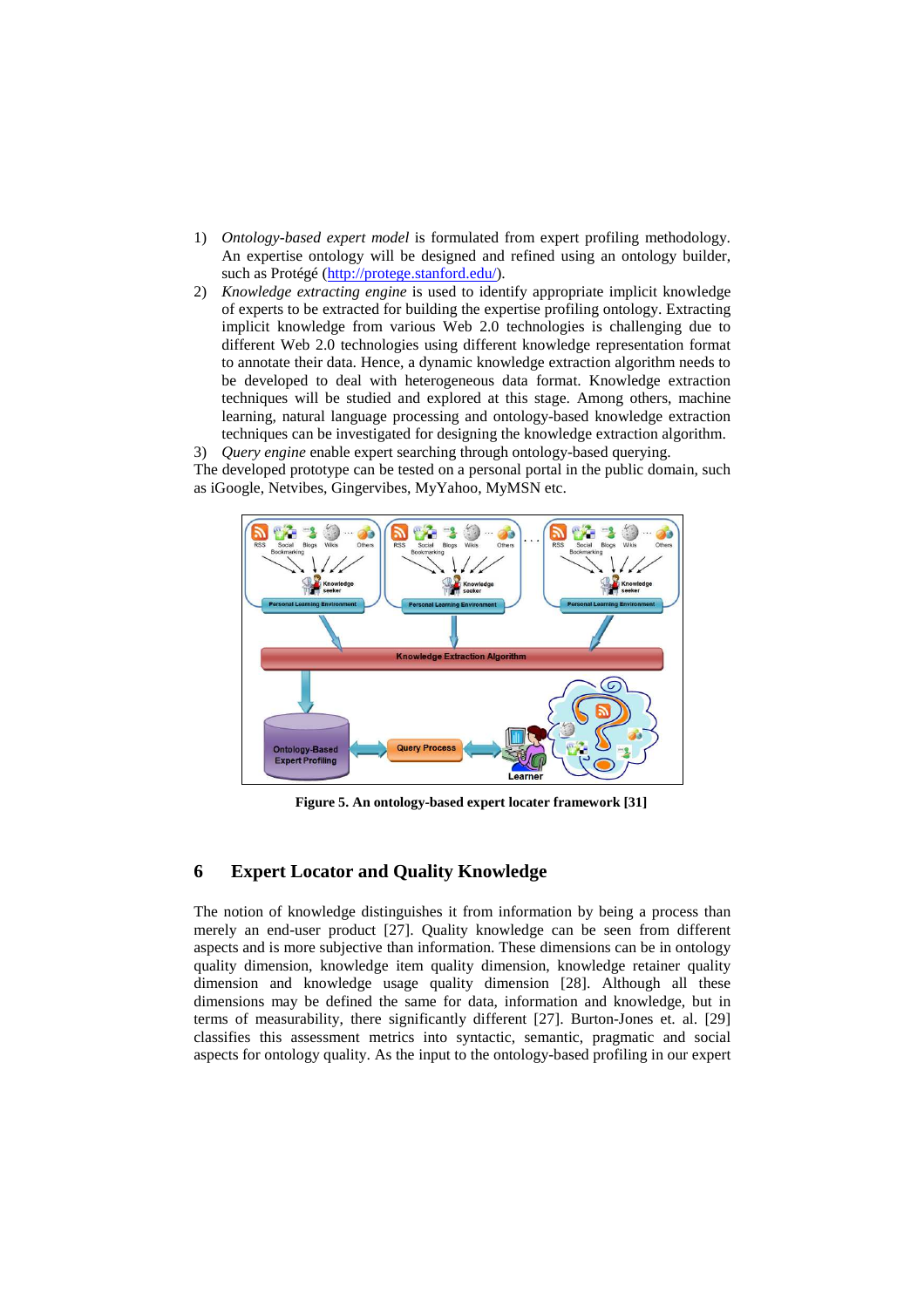1) *Ontology-based expert model* is formulated from expert profiling methodology. An expertise ontology will be designed and refined using an ontology builder, such as Protégé (http://protege.stanford.edu/).
2) *Knowledge extracting engine* is used to identify appropriate implicit knowledge of experts to be extracted for building the expertise profiling ontology. Extracting implicit knowledge from various Web 2.0 technologies is challenging due to different Web 2.0 technologies using different knowledge representation format to annotate their data. Hence, a dynamic knowledge extraction algorithm needs to be developed to deal with heterogeneous data format. Knowledge extraction techniques will be studied and explored at this stage. Among others, machine learning, natural language processing and ontology-based knowledge extraction techniques can be investigated for designing the knowledge extraction algorithm.
3) *Query engine* enable expert searching through ontology-based querying.

The developed prototype can be tested on a personal portal in the public domain, such as iGoogle, Netvibes, Gingervibes, MyYahoo, MyMSN etc.

**Figure 5. An ontology-based expert locater framework [31]**

## 6 Expert Locator and Quality Knowledge

The notion of knowledge distinguishes it from information by being a process than merely an end-user product [27]. Quality knowledge can be seen from different aspects and is more subjective than information. These dimensions can be in ontology quality dimension, knowledge item quality dimension, knowledge retainer quality dimension and knowledge usage quality dimension [28]. Although all these dimensions may be defined the same for data, information and knowledge, but in terms of measurability, there significantly different [27]. Burton-Jones et. al. [29] classifies this assessment metrics into syntactic, semantic, pragmatic and social aspects for ontology quality. As the input to the ontology-based profiling in our expert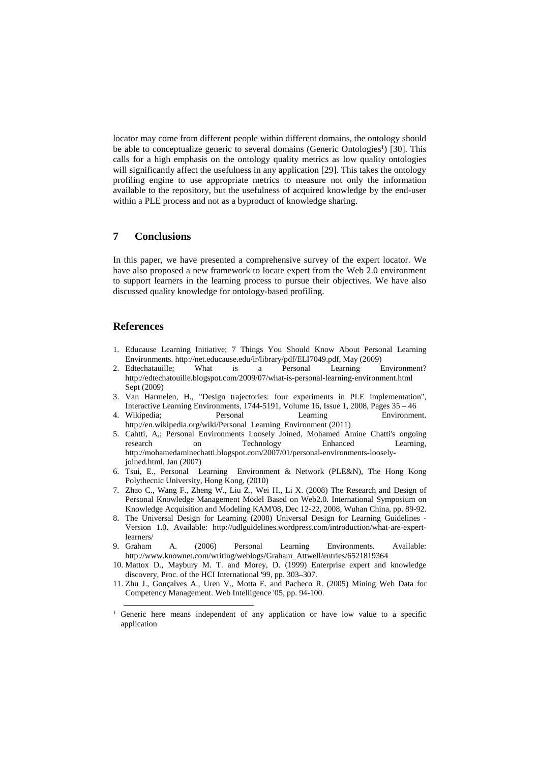locator may come from different people within different domains, the ontology should be able to conceptualize generic to several domains (Generic Ontologies[1]) [30]. This calls for a high emphasis on the ontology quality metrics as low quality ontologies will significantly affect the usefulness in any application [29]. This takes the ontology profiling engine to use appropriate metrics to measure not only the information available to the repository, but the usefulness of acquired knowledge by the end-user within a PLE process and not as a byproduct of knowledge sharing.

## 7 Conclusions

In this paper, we have presented a comprehensive survey of the expert locator. We have also proposed a new framework to locate expert from the Web 2.0 environment to support learners in the learning process to pursue their objectives. We have also discussed quality knowledge for ontology-based profiling.

## References

1. Educause Learning Initiative; 7 Things You Should Know About Personal Learning Environments. http://net.educause.edu/ir/library/pdf/ELI7049.pdf, May (2009)
2. Edtechatauille; What is a Personal Learning Environment? http://edtechatouille.blogspot.com/2009/07/what-is-personal-learning-environment.html Sept (2009)
3. Van Harmelen, H., "Design trajectories: four experiments in PLE implementation", Interactive Learning Environments, 1744-5191, Volume 16, Issue 1, 2008, Pages 35 – 46
4. Wikipedia; Personal Learning Environment. http://en.wikipedia.org/wiki/Personal_Learning_Environment (2011)
5. Cahtti, A,; Personal Environments Loosely Joined, Mohamed Amine Chatti's ongoing research on Technology Enhanced Learning, http://mohamedaminechatti.blogspot.com/2007/01/personal-environments-loosely-joined.html, Jan (2007)
6. Tsui, E., Personal Learning Environment & Network (PLE&N), The Hong Kong Polythecnic University, Hong Kong, (2010)
7. Zhao C., Wang F., Zheng W., Liu Z., Wei H., Li X. (2008) The Research and Design of Personal Knowledge Management Model Based on Web2.0. International Symposium on Knowledge Acquisition and Modeling KAM'08, Dec 12-22, 2008, Wuhan China, pp. 89-92.
8. The Universal Design for Learning (2008) Universal Design for Learning Guidelines - Version 1.0. Available: http://udlguidelines.wordpress.com/introduction/what-are-expert-learners/
9. Graham A. (2006) Personal Learning Environments. Available: http://www.knownet.com/writing/weblogs/Graham_Attwell/entries/6521819364
10. Mattox D., Maybury M. T. and Morey, D. (1999) Enterprise expert and knowledge discovery, Proc. of the HCI International '99, pp. 303–307.
11. Zhu J., Gonçalves A., Uren V., Motta E. and Pacheco R. (2005) Mining Web Data for Competency Management. Web Intelligence '05, pp. 94-100.

---

[1] Generic here means independent of any application or have low value to a specific application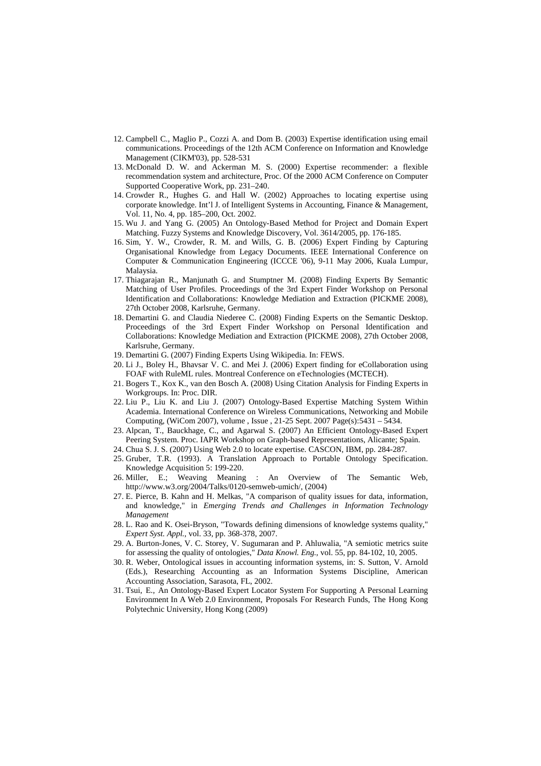12. Campbell C., Maglio P., Cozzi A. and Dom B. (2003) Expertise identification using email communications. Proceedings of the 12th ACM Conference on Information and Knowledge Management (CIKM'03), pp. 528-531
13. McDonald D. W. and Ackerman M. S. (2000) Expertise recommender: a flexible recommendation system and architecture, Proc. Of the 2000 ACM Conference on Computer Supported Cooperative Work, pp. 231–240.
14. Crowder R., Hughes G. and Hall W. (2002) Approaches to locating expertise using corporate knowledge. Int'l J. of Intelligent Systems in Accounting, Finance & Management, Vol. 11, No. 4, pp. 185–200, Oct. 2002.
15. Wu J. and Yang G. (2005) An Ontology-Based Method for Project and Domain Expert Matching. Fuzzy Systems and Knowledge Discovery, Vol. 3614/2005, pp. 176-185.
16. Sim, Y. W., Crowder, R. M. and Wills, G. B. (2006) Expert Finding by Capturing Organisational Knowledge from Legacy Documents. IEEE International Conference on Computer & Communication Engineering (ICCCE '06), 9-11 May 2006, Kuala Lumpur, Malaysia.
17. Thiagarajan R., Manjunath G. and Stumptner M. (2008) Finding Experts By Semantic Matching of User Profiles. Proceedings of the 3rd Expert Finder Workshop on Personal Identification and Collaborations: Knowledge Mediation and Extraction (PICKME 2008), 27th October 2008, Karlsruhe, Germany.
18. Demartini G. and Claudia Niederee C. (2008) Finding Experts on the Semantic Desktop. Proceedings of the 3rd Expert Finder Workshop on Personal Identification and Collaborations: Knowledge Mediation and Extraction (PICKME 2008), 27th October 2008, Karlsruhe, Germany.
19. Demartini G. (2007) Finding Experts Using Wikipedia. In: FEWS.
20. Li J., Boley H., Bhavsar V. C. and Mei J. (2006) Expert finding for eCollaboration using FOAF with RuleML rules. Montreal Conference on eTechnologies (MCTECH).
21. Bogers T., Kox K., van den Bosch A. (2008) Using Citation Analysis for Finding Experts in Workgroups. In: Proc. DIR.
22. Liu P., Liu K. and Liu J. (2007) Ontology-Based Expertise Matching System Within Academia. International Conference on Wireless Communications, Networking and Mobile Computing, (WiCom 2007), volume , Issue , 21-25 Sept. 2007 Page(s):5431 – 5434.
23. Alpcan, T., Bauckhage, C., and Agarwal S. (2007) An Efficient Ontology-Based Expert Peering System. Proc. IAPR Workshop on Graph-based Representations, Alicante; Spain.
24. Chua S. J. S. (2007) Using Web 2.0 to locate expertise. CASCON, IBM, pp. 284-287.
25. Gruber, T.R. (1993). A Translation Approach to Portable Ontology Specification. Knowledge Acquisition 5: 199-220.
26. Miller, E.; Weaving Meaning : An Overview of The Semantic Web, http://www.w3.org/2004/Talks/0120-semweb-umich/, (2004)
27. E. Pierce, B. Kahn and H. Melkas, "A comparison of quality issues for data, information, and knowledge," in *Emerging Trends and Challenges in Information Technology Management*
28. L. Rao and K. Osei-Bryson, "Towards defining dimensions of knowledge systems quality," *Expert Syst. Appl.*, vol. 33, pp. 368-378, 2007.
29. A. Burton-Jones, V. C. Storey, V. Sugumaran and P. Ahluwalia, "A semiotic metrics suite for assessing the quality of ontologies," *Data Knowl. Eng.*, vol. 55, pp. 84-102, 10, 2005.
30. R. Weber, Ontological issues in accounting information systems, in: S. Sutton, V. Arnold (Eds.), Researching Accounting as an Information Systems Discipline, American Accounting Association, Sarasota, FL, 2002.
31. Tsui, E., An Ontology-Based Expert Locator System For Supporting A Personal Learning Environment In A Web 2.0 Environment, Proposals For Research Funds, The Hong Kong Polytechnic University, Hong Kong (2009)